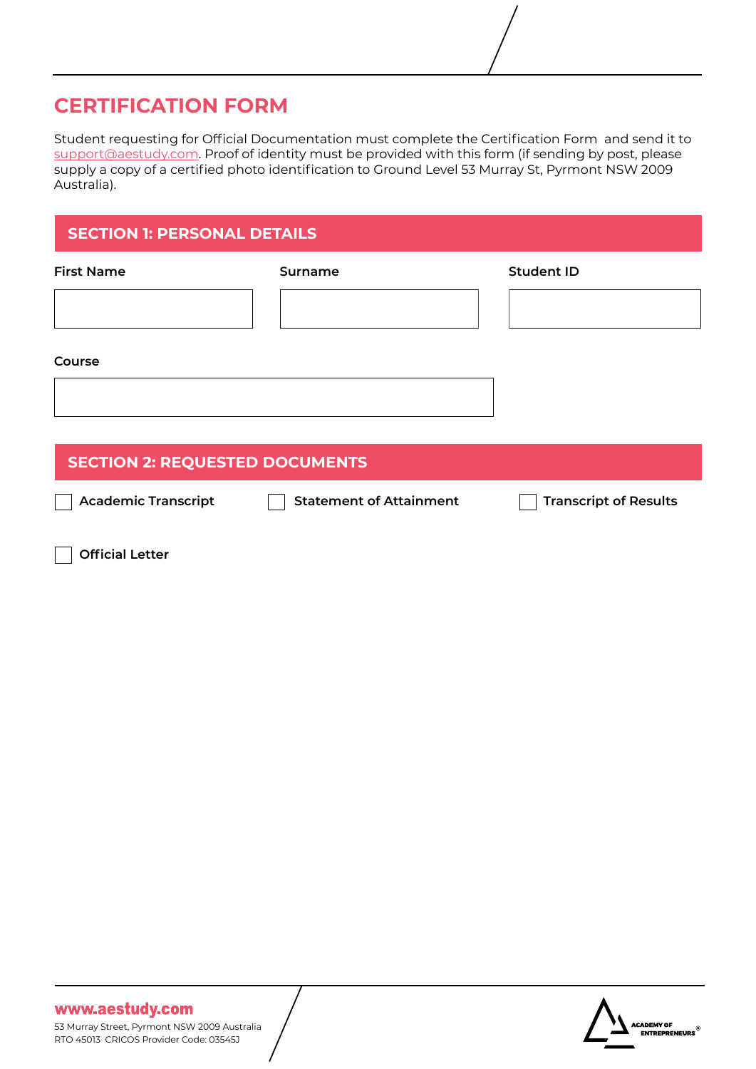# CERTIFICATION FORM

Student requesting for Official Documentation must complete the Certification Form and send it to support@aestudy.com. Proof of identity must be provided with this form (if sending by post, please supply a copy of a certified photo identification to Ground Level 53 Murray St, Pyrmont NSW 2009 Australia).

## SECTION 1: PERSONAL DETAILS

| First Name | Surname | Student ID |
|---|---|---|
| | | |

**Course**

| |
|---|
| |

## SECTION 2: REQUESTED DOCUMENTS

- [ ] **Academic Transcript**
- [ ] **Statement of Attainment**
- [ ] **Transcript of Results**
- [ ] **Official Letter**

**www.aestudy.com**
53 Murray Street, Pyrmont NSW 2009 Australia
RTO 45013 CRICOS Provider Code: 03545J

ACADEMY OF ENTREPRENEURS®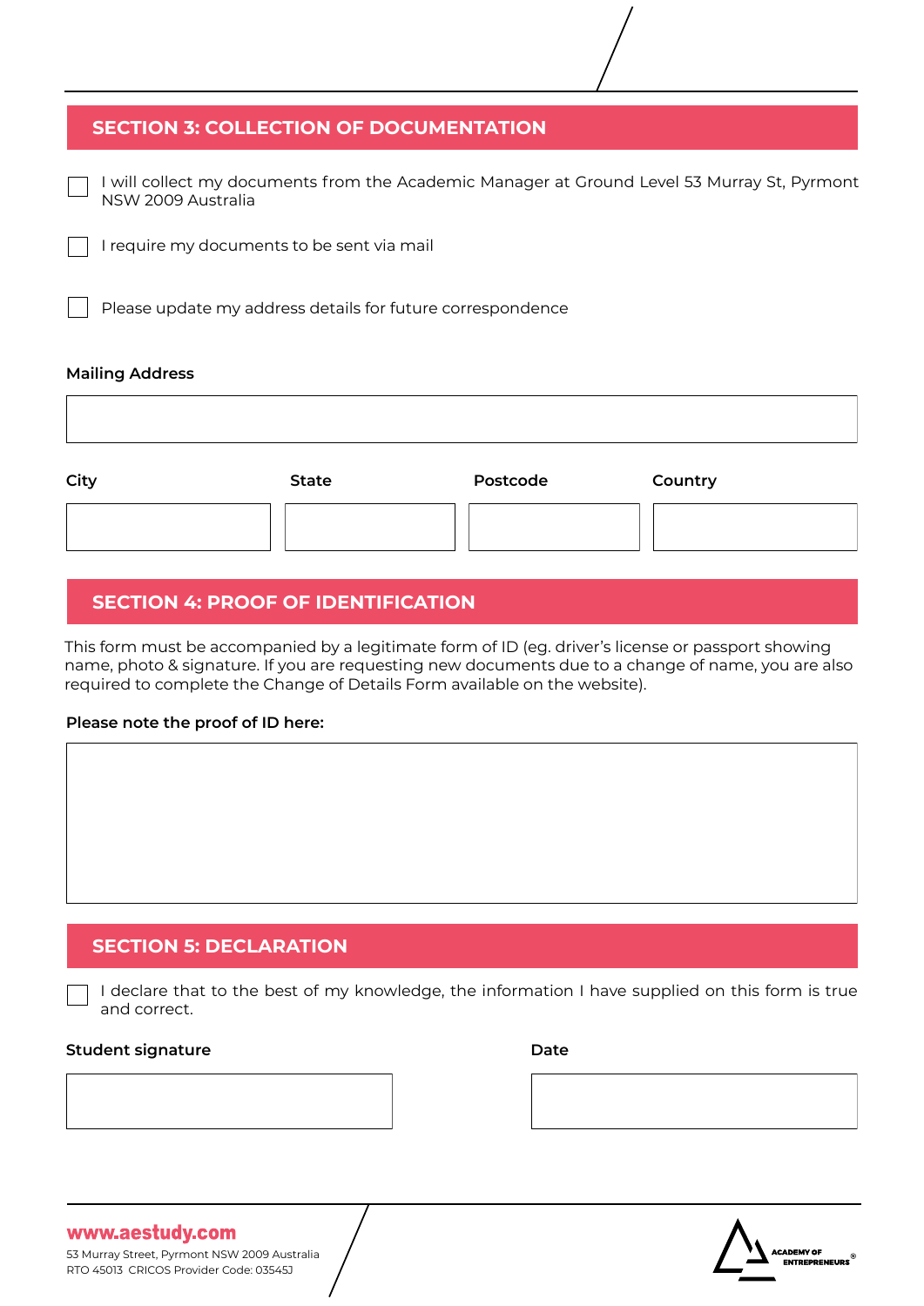## SECTION 3: COLLECTION OF DOCUMENTATION

☐ I will collect my documents from the Academic Manager at Ground Level 53 Murray St, Pyrmont NSW 2009 Australia

☐ I require my documents to be sent via mail

☐ Please update my address details for future correspondence

**Mailing Address**

| City | State | Postcode | Country |
|---|---|---|---|
| | | | |

## SECTION 4: PROOF OF IDENTIFICATION

This form must be accompanied by a legitimate form of ID (eg. driver's license or passport showing name, photo & signature. If you are requesting new documents due to a change of name, you are also required to complete the Change of Details Form available on the website).

**Please note the proof of ID here:**

## SECTION 5: DECLARATION

☐ I declare that to the best of my knowledge, the information I have supplied on this form is true and correct.

| Student signature | Date |
|---|---|
| | |

www.aestudy.com
53 Murray Street, Pyrmont NSW 2009 Australia
RTO 45013 CRICOS Provider Code: 03545J

ACADEMY OF ENTREPRENEURS®